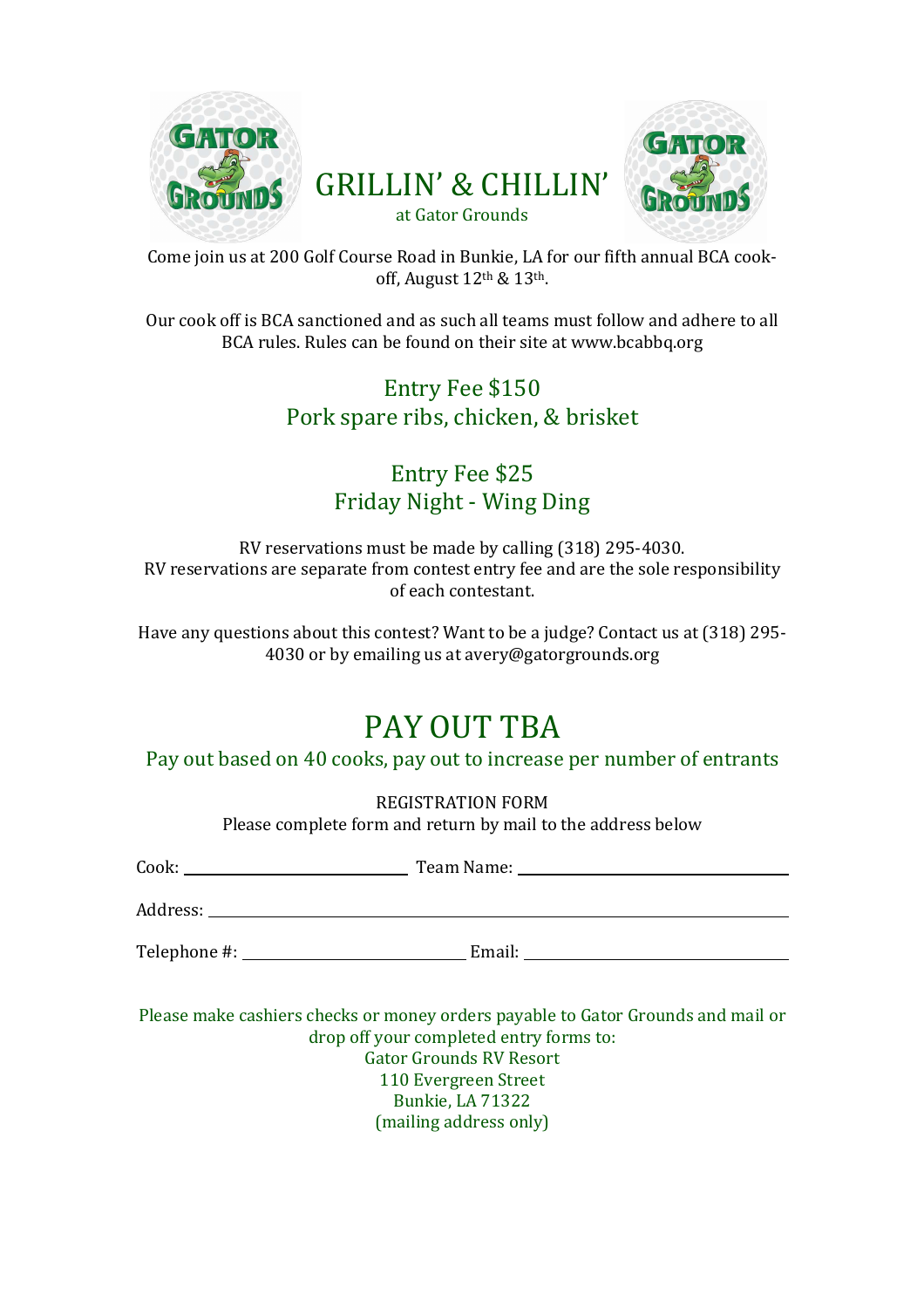# GRILLIN' & CHILLIN'

at Gator Grounds

Come join us at 200 Golf Course Road in Bunkie, LA for our fifth annual BCA cook-off, August 12th & 13th.

Our cook off is BCA sanctioned and as such all teams must follow and adhere to all BCA rules. Rules can be found on their site at www.bcabbq.org

## Entry Fee $150
## Pork spare ribs, chicken, & brisket

## Entry Fee $25
## Friday Night - Wing Ding

RV reservations must be made by calling (318) 295-4030.
RV reservations are separate from contest entry fee and are the sole responsibility of each contestant.

Have any questions about this contest? Want to be a judge? Contact us at (318) 295-4030 or by emailing us at avery@gatorgrounds.org

# PAY OUT TBA

Pay out based on 40 cooks, pay out to increase per number of entrants

REGISTRATION FORM
Please complete form and return by mail to the address below

Cook: ______________________ Team Name: ______________________

Address: ____________________________________________

Telephone #: ______________________ Email: ______________________

Please make cashiers checks or money orders payable to Gator Grounds and mail or drop off your completed entry forms to:
Gator Grounds RV Resort
110 Evergreen Street
Bunkie, LA 71322
(mailing address only)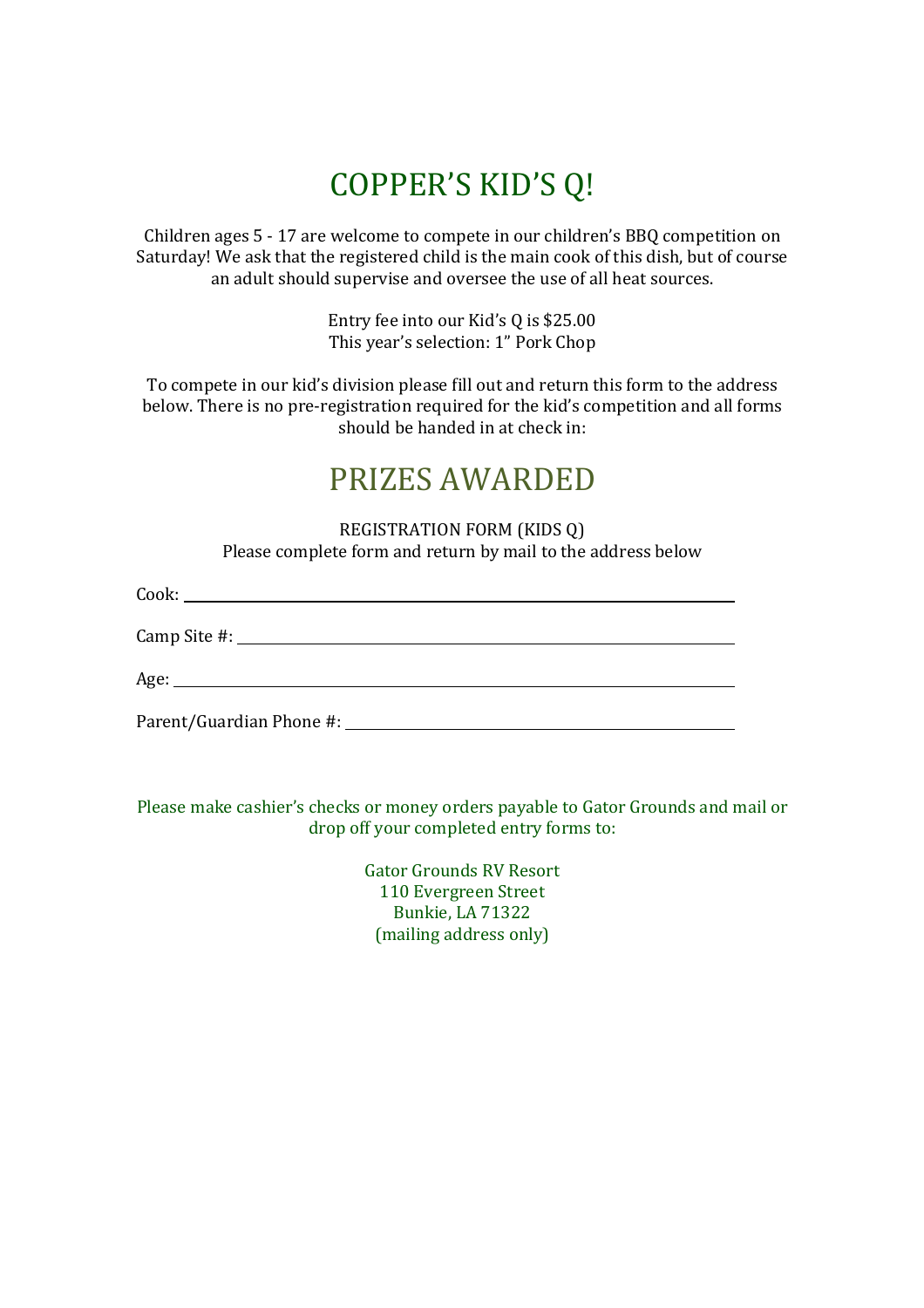# COPPER'S KID'S Q!

Children ages 5 - 17 are welcome to compete in our children's BBQ competition on Saturday! We ask that the registered child is the main cook of this dish, but of course an adult should supervise and oversee the use of all heat sources.

Entry fee into our Kid's Q is $25.00
This year's selection: 1" Pork Chop

To compete in our kid's division please fill out and return this form to the address below. There is no pre-registration required for the kid's competition and all forms should be handed in at check in:

# PRIZES AWARDED

REGISTRATION FORM (KIDS Q)
Please complete form and return by mail to the address below

Cook: ______________________________________________

Camp Site #: ______________________________________________

Age: ______________________________________________

Parent/Guardian Phone #: ______________________________________________

Please make cashier's checks or money orders payable to Gator Grounds and mail or drop off your completed entry forms to:

Gator Grounds RV Resort
110 Evergreen Street
Bunkie, LA 71322
(mailing address only)